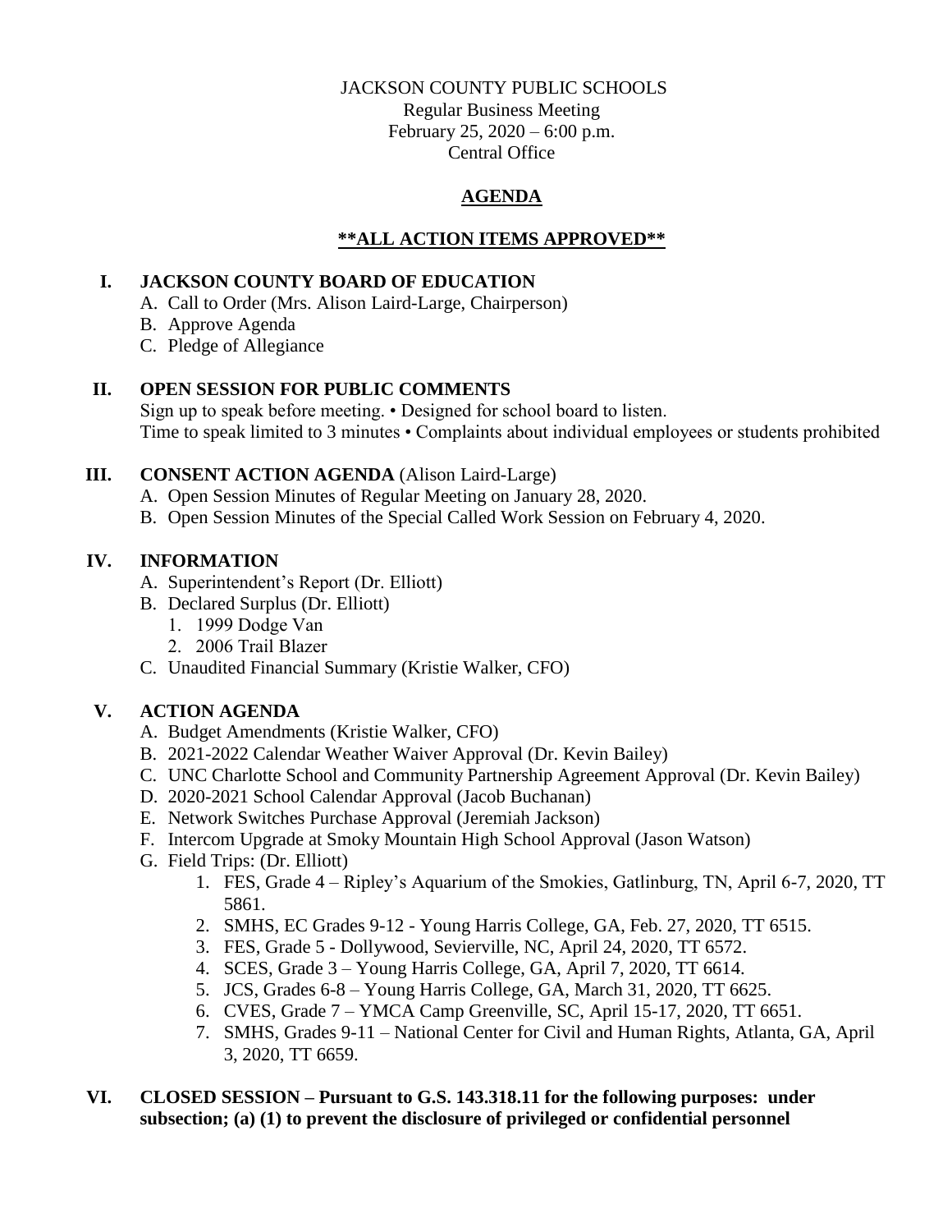JACKSON COUNTY PUBLIC SCHOOLS
Regular Business Meeting
February 25, 2020 – 6:00 p.m.
Central Office

# AGENDA

## **ALL ACTION ITEMS APPROVED**

## I. JACKSON COUNTY BOARD OF EDUCATION

A. Call to Order (Mrs. Alison Laird-Large, Chairperson)
B. Approve Agenda
C. Pledge of Allegiance

## II. OPEN SESSION FOR PUBLIC COMMENTS

Sign up to speak before meeting. • Designed for school board to listen.
Time to speak limited to 3 minutes • Complaints about individual employees or students prohibited

## III. CONSENT ACTION AGENDA (Alison Laird-Large)

A. Open Session Minutes of Regular Meeting on January 28, 2020.
B. Open Session Minutes of the Special Called Work Session on February 4, 2020.

## IV. INFORMATION

A. Superintendent's Report (Dr. Elliott)
B. Declared Surplus (Dr. Elliott)
   1. 1999 Dodge Van
   2. 2006 Trail Blazer
C. Unaudited Financial Summary (Kristie Walker, CFO)

## V. ACTION AGENDA

A. Budget Amendments (Kristie Walker, CFO)
B. 2021-2022 Calendar Weather Waiver Approval (Dr. Kevin Bailey)
C. UNC Charlotte School and Community Partnership Agreement Approval (Dr. Kevin Bailey)
D. 2020-2021 School Calendar Approval (Jacob Buchanan)
E. Network Switches Purchase Approval (Jeremiah Jackson)
F. Intercom Upgrade at Smoky Mountain High School Approval (Jason Watson)
G. Field Trips: (Dr. Elliott)
   1. FES, Grade 4 – Ripley's Aquarium of the Smokies, Gatlinburg, TN, April 6-7, 2020, TT 5861.
   2. SMHS, EC Grades 9-12 - Young Harris College, GA, Feb. 27, 2020, TT 6515.
   3. FES, Grade 5 - Dollywood, Sevierville, NC, April 24, 2020, TT 6572.
   4. SCES, Grade 3 – Young Harris College, GA, April 7, 2020, TT 6614.
   5. JCS, Grades 6-8 – Young Harris College, GA, March 31, 2020, TT 6625.
   6. CVES, Grade 7 – YMCA Camp Greenville, SC, April 15-17, 2020, TT 6651.
   7. SMHS, Grades 9-11 – National Center for Civil and Human Rights, Atlanta, GA, April 3, 2020, TT 6659.

## VI. CLOSED SESSION – Pursuant to G.S. 143.318.11 for the following purposes: under subsection; (a) (1) to prevent the disclosure of privileged or confidential personnel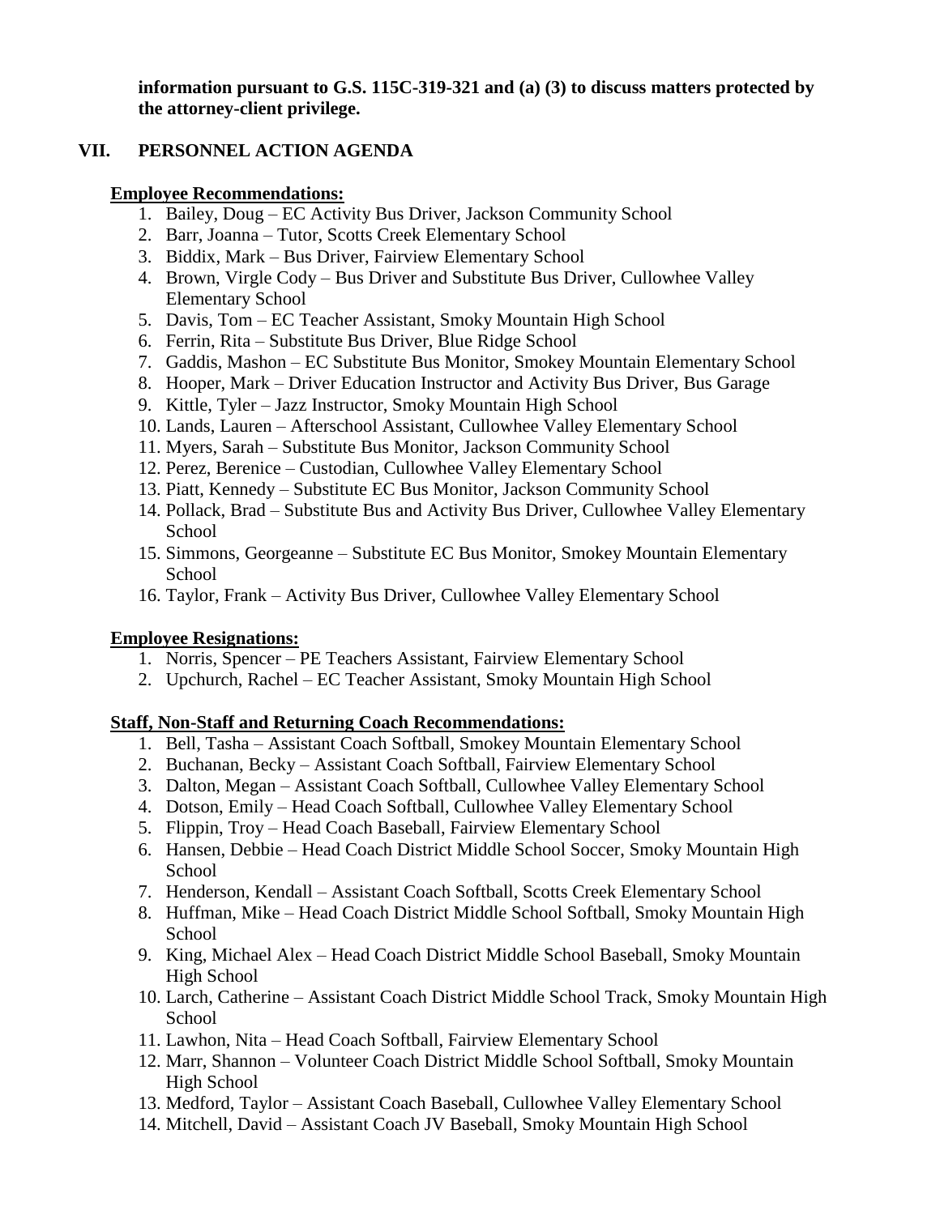**information pursuant to G.S. 115C-319-321 and (a) (3) to discuss matters protected by the attorney-client privilege.**

## VII. PERSONNEL ACTION AGENDA

**Employee Recommendations:**

1. Bailey, Doug – EC Activity Bus Driver, Jackson Community School
2. Barr, Joanna – Tutor, Scotts Creek Elementary School
3. Biddix, Mark – Bus Driver, Fairview Elementary School
4. Brown, Virgle Cody – Bus Driver and Substitute Bus Driver, Cullowhee Valley Elementary School
5. Davis, Tom – EC Teacher Assistant, Smoky Mountain High School
6. Ferrin, Rita – Substitute Bus Driver, Blue Ridge School
7. Gaddis, Mashon – EC Substitute Bus Monitor, Smokey Mountain Elementary School
8. Hooper, Mark – Driver Education Instructor and Activity Bus Driver, Bus Garage
9. Kittle, Tyler – Jazz Instructor, Smoky Mountain High School
10. Lands, Lauren – Afterschool Assistant, Cullowhee Valley Elementary School
11. Myers, Sarah – Substitute Bus Monitor, Jackson Community School
12. Perez, Berenice – Custodian, Cullowhee Valley Elementary School
13. Piatt, Kennedy – Substitute EC Bus Monitor, Jackson Community School
14. Pollack, Brad – Substitute Bus and Activity Bus Driver, Cullowhee Valley Elementary School
15. Simmons, Georgeanne – Substitute EC Bus Monitor, Smokey Mountain Elementary School
16. Taylor, Frank – Activity Bus Driver, Cullowhee Valley Elementary School

**Employee Resignations:**

1. Norris, Spencer – PE Teachers Assistant, Fairview Elementary School
2. Upchurch, Rachel – EC Teacher Assistant, Smoky Mountain High School

**Staff, Non-Staff and Returning Coach Recommendations:**

1. Bell, Tasha – Assistant Coach Softball, Smokey Mountain Elementary School
2. Buchanan, Becky – Assistant Coach Softball, Fairview Elementary School
3. Dalton, Megan – Assistant Coach Softball, Cullowhee Valley Elementary School
4. Dotson, Emily – Head Coach Softball, Cullowhee Valley Elementary School
5. Flippin, Troy – Head Coach Baseball, Fairview Elementary School
6. Hansen, Debbie – Head Coach District Middle School Soccer, Smoky Mountain High School
7. Henderson, Kendall – Assistant Coach Softball, Scotts Creek Elementary School
8. Huffman, Mike – Head Coach District Middle School Softball, Smoky Mountain High School
9. King, Michael Alex – Head Coach District Middle School Baseball, Smoky Mountain High School
10. Larch, Catherine – Assistant Coach District Middle School Track, Smoky Mountain High School
11. Lawhon, Nita – Head Coach Softball, Fairview Elementary School
12. Marr, Shannon – Volunteer Coach District Middle School Softball, Smoky Mountain High School
13. Medford, Taylor – Assistant Coach Baseball, Cullowhee Valley Elementary School
14. Mitchell, David – Assistant Coach JV Baseball, Smoky Mountain High School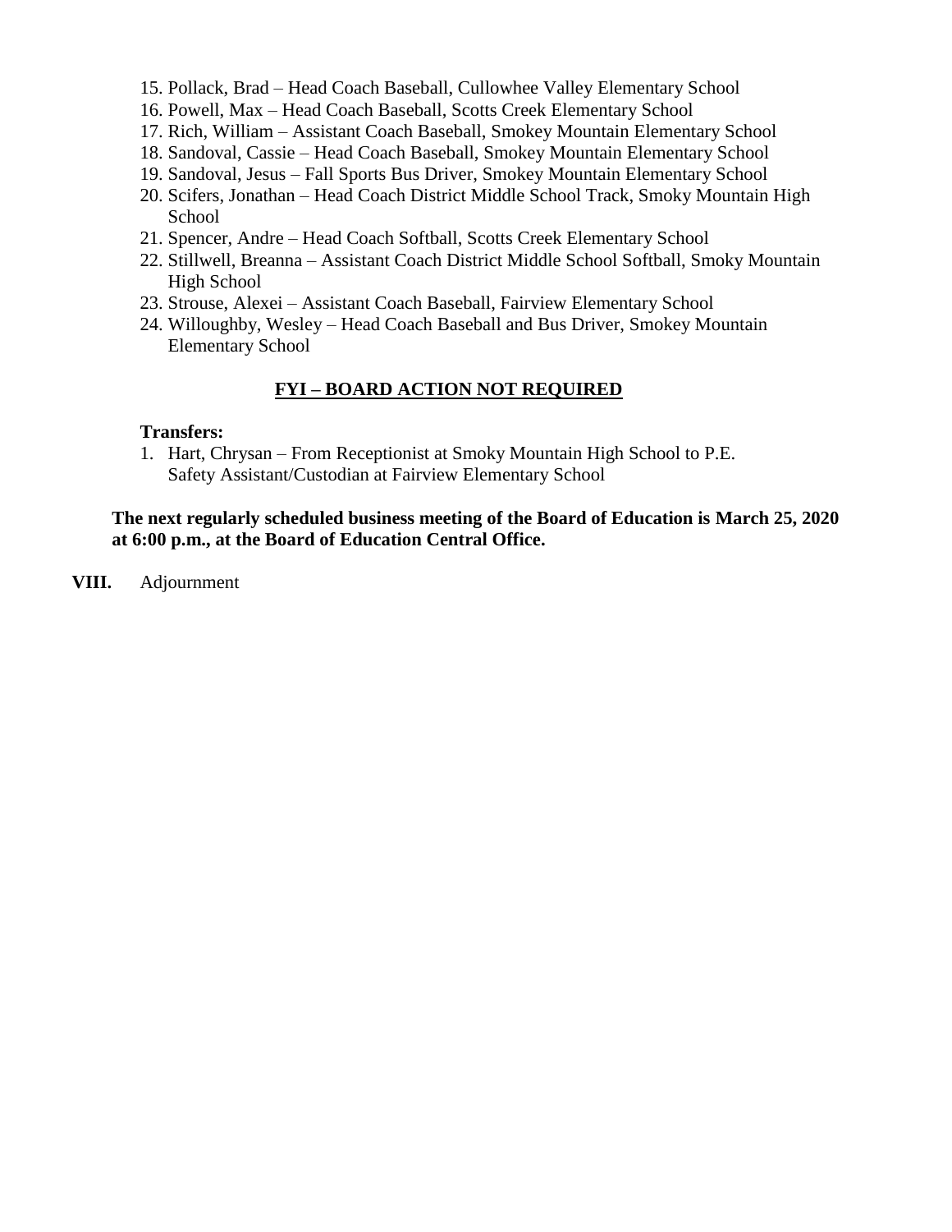15. Pollack, Brad – Head Coach Baseball, Cullowhee Valley Elementary School
16. Powell, Max – Head Coach Baseball, Scotts Creek Elementary School
17. Rich, William – Assistant Coach Baseball, Smokey Mountain Elementary School
18. Sandoval, Cassie – Head Coach Baseball, Smokey Mountain Elementary School
19. Sandoval, Jesus – Fall Sports Bus Driver, Smokey Mountain Elementary School
20. Scifers, Jonathan – Head Coach District Middle School Track, Smoky Mountain High School
21. Spencer, Andre – Head Coach Softball, Scotts Creek Elementary School
22. Stillwell, Breanna – Assistant Coach District Middle School Softball, Smoky Mountain High School
23. Strouse, Alexei – Assistant Coach Baseball, Fairview Elementary School
24. Willoughby, Wesley – Head Coach Baseball and Bus Driver, Smokey Mountain Elementary School

## FYI – BOARD ACTION NOT REQUIRED

**Transfers:**

1. Hart, Chrysan – From Receptionist at Smoky Mountain High School to P.E. Safety Assistant/Custodian at Fairview Elementary School

**The next regularly scheduled business meeting of the Board of Education is March 25, 2020 at 6:00 p.m., at the Board of Education Central Office.**

**VIII.** Adjournment